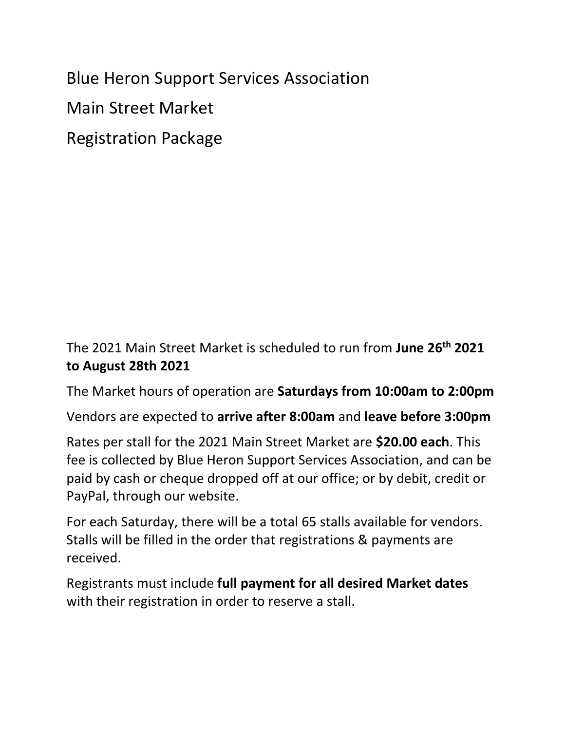# Blue Heron Support Services Association

# Main Street Market

# Registration Package

The 2021 Main Street Market is scheduled to run from **June 26th 2021 to August 28th 2021**

The Market hours of operation are **Saturdays from 10:00am to 2:00pm**

Vendors are expected to **arrive after 8:00am** and **leave before 3:00pm**

Rates per stall for the 2021 Main Street Market are **$20.00 each**. This fee is collected by Blue Heron Support Services Association, and can be paid by cash or cheque dropped off at our office; or by debit, credit or PayPal, through our website.

For each Saturday, there will be a total 65 stalls available for vendors. Stalls will be filled in the order that registrations & payments are received.

Registrants must include **full payment for all desired Market dates** with their registration in order to reserve a stall.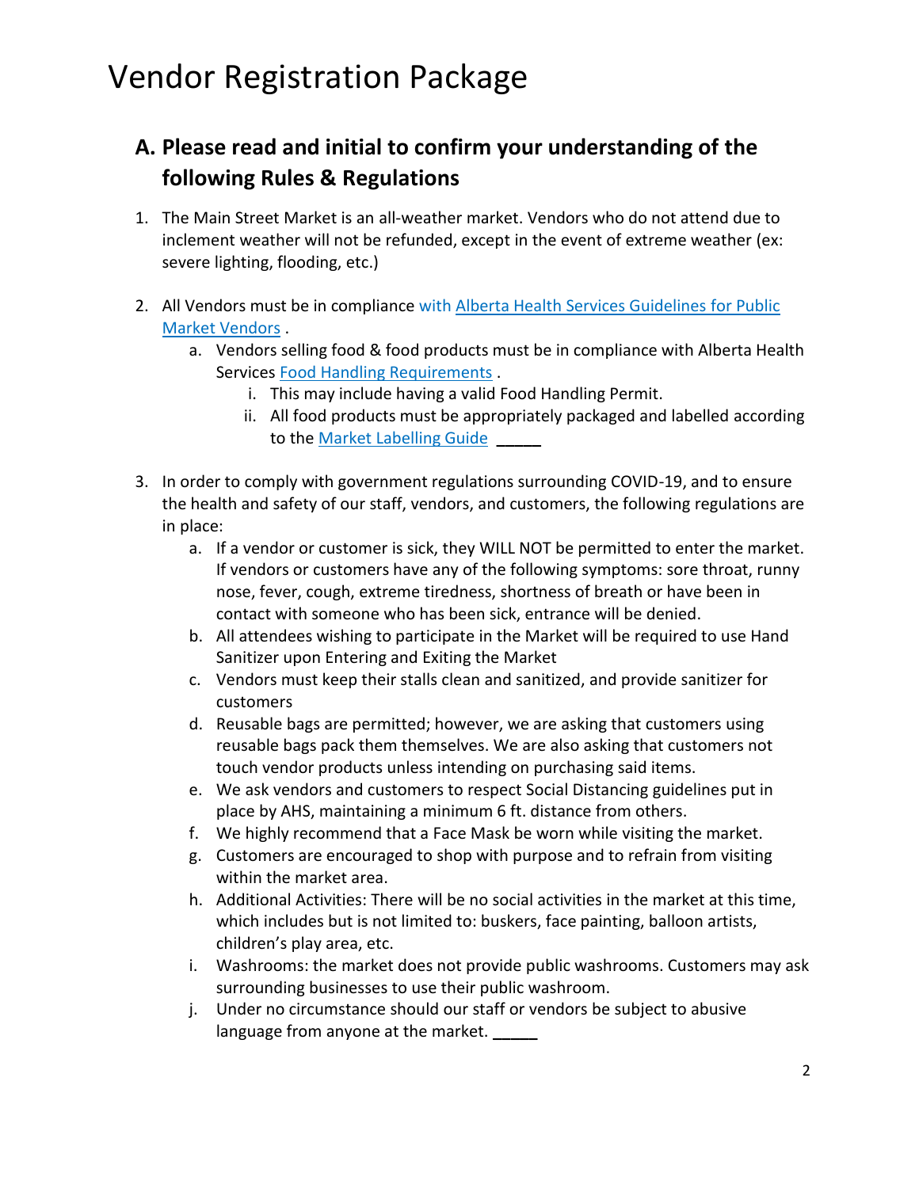# Vendor Registration Package

## A. Please read and initial to confirm your understanding of the following Rules & Regulations

1. The Main Street Market is an all-weather market. Vendors who do not attend due to inclement weather will not be refunded, except in the event of extreme weather (ex: severe lighting, flooding, etc.)

2. All Vendors must be in compliance with [Alberta Health Services Guidelines for Public Market Vendors](#) .
   a. Vendors selling food & food products must be in compliance with Alberta Health Services [Food Handling Requirements](#) .
      i. This may include having a valid Food Handling Permit.
      ii. All food products must be appropriately packaged and labelled according to the [Market Labelling Guide](#) _____

3. In order to comply with government regulations surrounding COVID-19, and to ensure the health and safety of our staff, vendors, and customers, the following regulations are in place:
   a. If a vendor or customer is sick, they WILL NOT be permitted to enter the market. If vendors or customers have any of the following symptoms: sore throat, runny nose, fever, cough, extreme tiredness, shortness of breath or have been in contact with someone who has been sick, entrance will be denied.
   b. All attendees wishing to participate in the Market will be required to use Hand Sanitizer upon Entering and Exiting the Market
   c. Vendors must keep their stalls clean and sanitized, and provide sanitizer for customers
   d. Reusable bags are permitted; however, we are asking that customers using reusable bags pack them themselves. We are also asking that customers not touch vendor products unless intending on purchasing said items.
   e. We ask vendors and customers to respect Social Distancing guidelines put in place by AHS, maintaining a minimum 6 ft. distance from others.
   f. We highly recommend that a Face Mask be worn while visiting the market.
   g. Customers are encouraged to shop with purpose and to refrain from visiting within the market area.
   h. Additional Activities: There will be no social activities in the market at this time, which includes but is not limited to: buskers, face painting, balloon artists, children's play area, etc.
   i. Washrooms: the market does not provide public washrooms. Customers may ask surrounding businesses to use their public washroom.
   j. Under no circumstance should our staff or vendors be subject to abusive language from anyone at the market. _____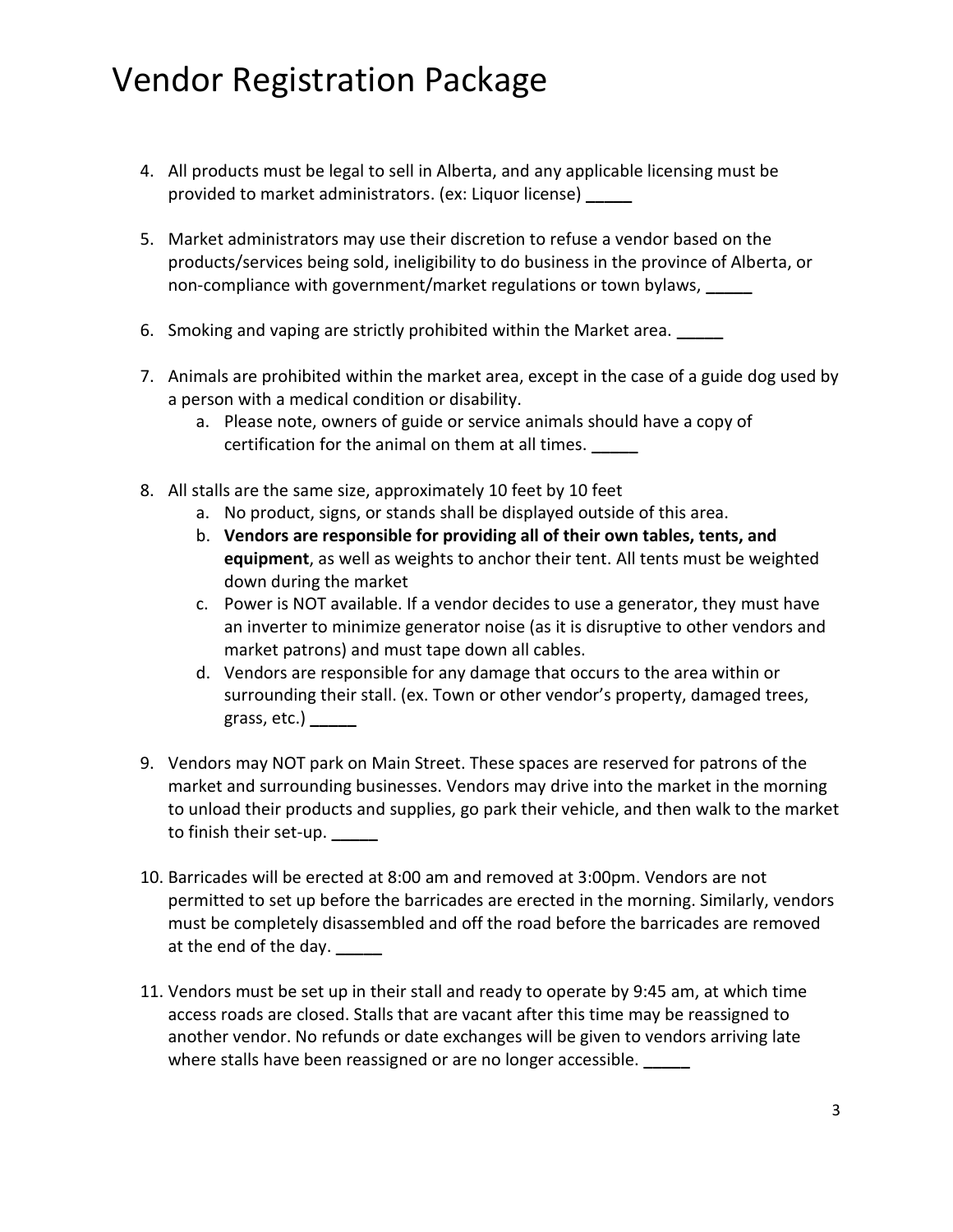# Vendor Registration Package

4. All products must be legal to sell in Alberta, and any applicable licensing must be provided to market administrators. (ex: Liquor license) _____

5. Market administrators may use their discretion to refuse a vendor based on the products/services being sold, ineligibility to do business in the province of Alberta, or non-compliance with government/market regulations or town bylaws, _____

6. Smoking and vaping are strictly prohibited within the Market area. _____

7. Animals are prohibited within the market area, except in the case of a guide dog used by a person with a medical condition or disability.
   a. Please note, owners of guide or service animals should have a copy of certification for the animal on them at all times. _____

8. All stalls are the same size, approximately 10 feet by 10 feet
   a. No product, signs, or stands shall be displayed outside of this area.
   b. **Vendors are responsible for providing all of their own tables, tents, and equipment**, as well as weights to anchor their tent. All tents must be weighted down during the market
   c. Power is NOT available. If a vendor decides to use a generator, they must have an inverter to minimize generator noise (as it is disruptive to other vendors and market patrons) and must tape down all cables.
   d. Vendors are responsible for any damage that occurs to the area within or surrounding their stall. (ex. Town or other vendor's property, damaged trees, grass, etc.) _____

9. Vendors may NOT park on Main Street. These spaces are reserved for patrons of the market and surrounding businesses. Vendors may drive into the market in the morning to unload their products and supplies, go park their vehicle, and then walk to the market to finish their set-up. _____

10. Barricades will be erected at 8:00 am and removed at 3:00pm. Vendors are not permitted to set up before the barricades are erected in the morning. Similarly, vendors must be completely disassembled and off the road before the barricades are removed at the end of the day. _____

11. Vendors must be set up in their stall and ready to operate by 9:45 am, at which time access roads are closed. Stalls that are vacant after this time may be reassigned to another vendor. No refunds or date exchanges will be given to vendors arriving late where stalls have been reassigned or are no longer accessible. _____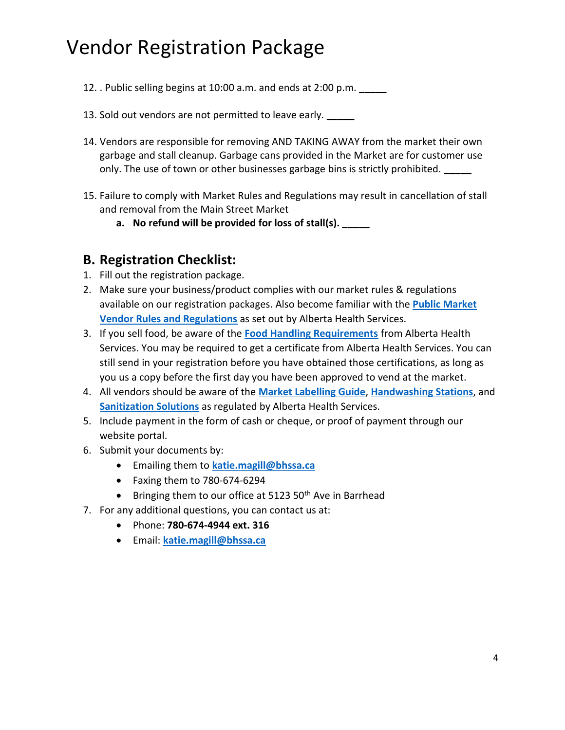# Vendor Registration Package

12. . Public selling begins at 10:00 a.m. and ends at 2:00 p.m. _____

13. Sold out vendors are not permitted to leave early. _____

14. Vendors are responsible for removing AND TAKING AWAY from the market their own garbage and stall cleanup. Garbage cans provided in the Market are for customer use only. The use of town or other businesses garbage bins is strictly prohibited. _____

15. Failure to comply with Market Rules and Regulations may result in cancellation of stall and removal from the Main Street Market
    a. **No refund will be provided for loss of stall(s). _____**

## B. Registration Checklist:

1. Fill out the registration package.
2. Make sure your business/product complies with our market rules & regulations available on our registration packages. Also become familiar with the **Public Market Vendor Rules and Regulations** as set out by Alberta Health Services.
3. If you sell food, be aware of the **Food Handling Requirements** from Alberta Health Services. You may be required to get a certificate from Alberta Health Services. You can still send in your registration before you have obtained those certifications, as long as you us a copy before the first day you have been approved to vend at the market.
4. All vendors should be aware of the **Market Labelling Guide**, **Handwashing Stations**, and **Sanitization Solutions** as regulated by Alberta Health Services.
5. Include payment in the form of cash or cheque, or proof of payment through our website portal.
6. Submit your documents by:
    - Emailing them to **katie.magill@bhssa.ca**
    - Faxing them to 780-674-6294
    - Bringing them to our office at 5123 50th Ave in Barrhead
7. For any additional questions, you can contact us at:
    - Phone: **780-674-4944 ext. 316**
    - Email: **katie.magill@bhssa.ca**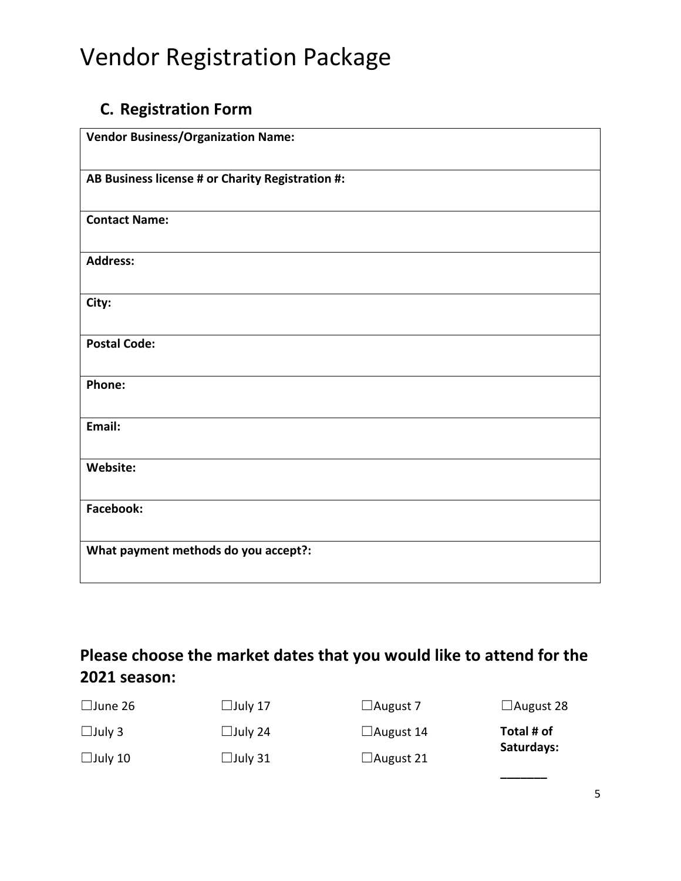# Vendor Registration Package

## C. Registration Form

| **Vendor Business/Organization Name:** |
|---|
| **AB Business license # or Charity Registration #:** |
| **Contact Name:** |
| **Address:** |
| **City:** |
| **Postal Code:** |
| **Phone:** |
| **Email:** |
| **Website:** |
| **Facebook:** |
| **What payment methods do you accept?:** |

## Please choose the market dates that you would like to attend for the 2021 season:

| | | | |
|---|---|---|---|
| ☐June 26 | ☐July 17 | ☐August 7 | ☐August 28 |
| ☐July 3 | ☐July 24 | ☐August 14 | **Total # of Saturdays:** |
| ☐July 10 | ☐July 31 | ☐August 21 | _______ |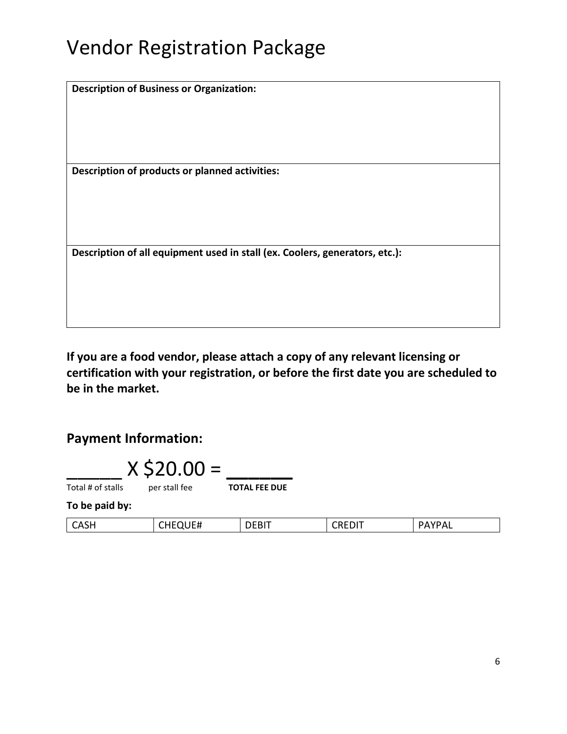# Vendor Registration Package

| Description of Business or Organization: |
| --- |
| **Description of products or planned activities:** |
| **Description of all equipment used in stall (ex. Coolers, generators, etc.):** |

**If you are a food vendor, please attach a copy of any relevant licensing or certification with your registration, or before the first date you are scheduled to be in the market.**

## Payment Information:

_____ X $20.00 = _____

Total # of stalls    per stall fee    **TOTAL FEE DUE**

**To be paid by:**

| | | | | |
| --- | --- | --- | --- | --- |
| CASH | CHEQUE# | DEBIT | CREDIT | PAYPAL |